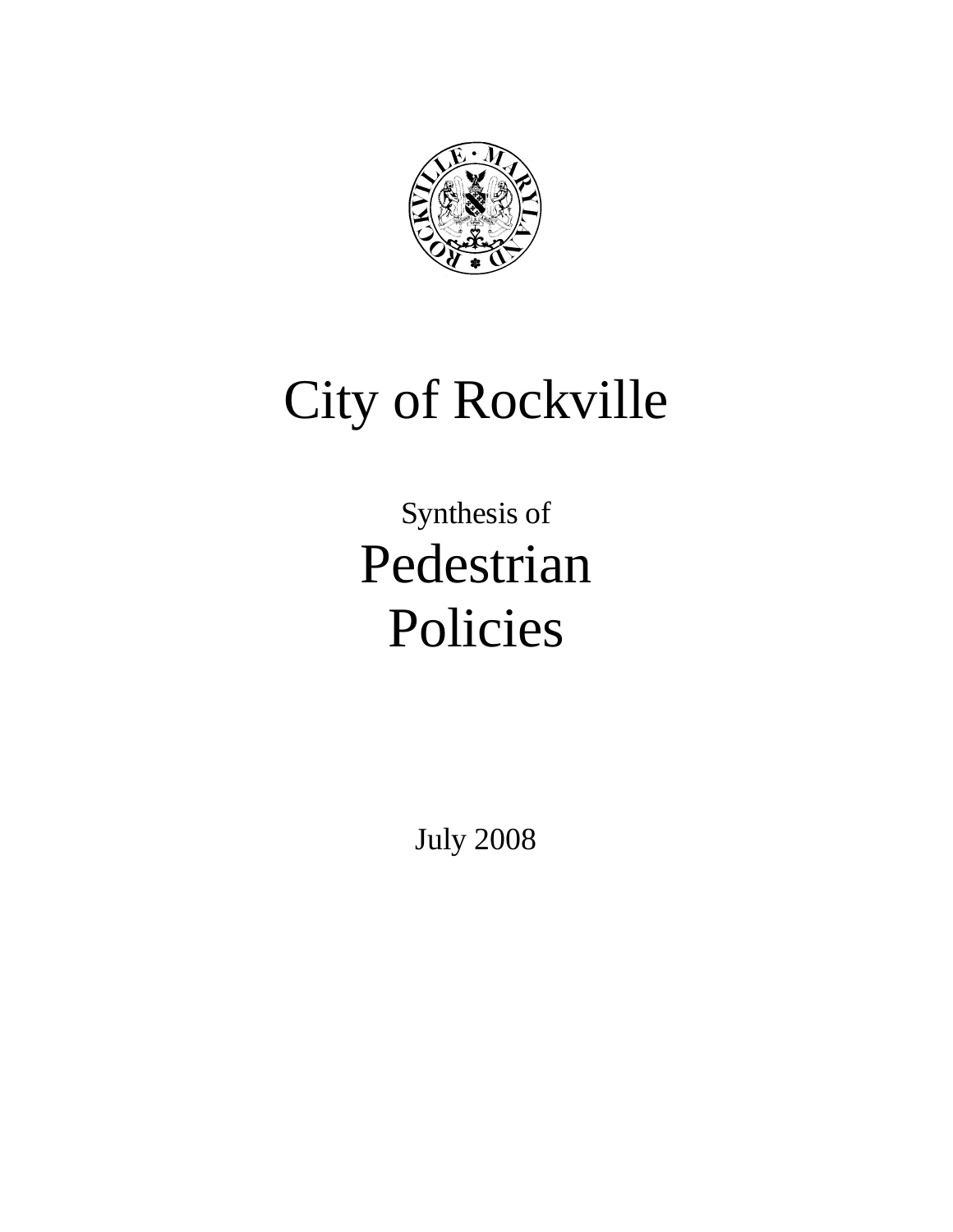# City of Rockville

Synthesis of

## Pedestrian Policies

July 2008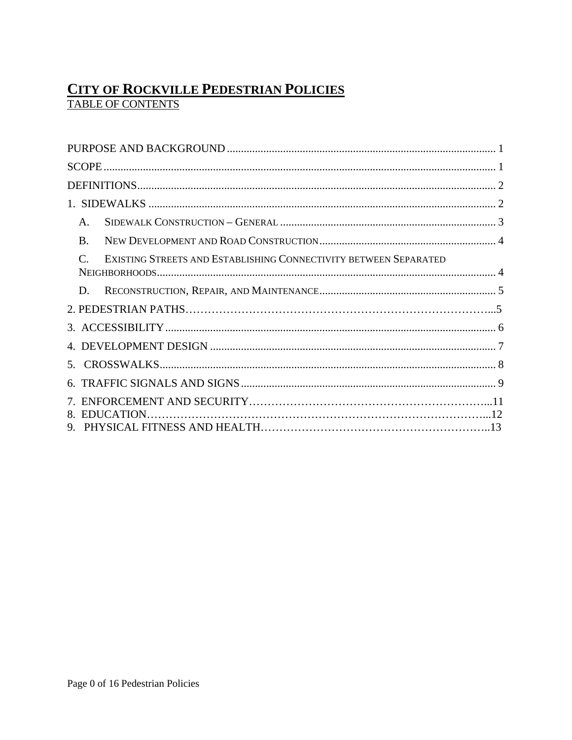# CITY OF ROCKVILLE PEDESTRIAN POLICIES

TABLE OF CONTENTS

PURPOSE AND BACKGROUND ............................................................................................... 1

SCOPE ........................................................................................................................................... 1

DEFINITIONS............................................................................................................................... 2

1. SIDEWALKS ............................................................................................................................ 2

- A. SIDEWALK CONSTRUCTION – GENERAL ............................................................................ 3
- B. NEW DEVELOPMENT AND ROAD CONSTRUCTION............................................................... 4
- C. EXISTING STREETS AND ESTABLISHING CONNECTIVITY BETWEEN SEPARATED NEIGHBORHOODS......................................................................................................................... 4
- D. RECONSTRUCTION, REPAIR, AND MAINTENANCE.............................................................. 5

2. PEDESTRIAN PATHS……………………………………………………………………...5

3. ACCESSIBILITY ...................................................................................................................... 6

4. DEVELOPMENT DESIGN ..................................................................................................... 7

5. CROSSWALKS........................................................................................................................ 8

6. TRAFFIC SIGNALS AND SIGNS ........................................................................................... 9

7. ENFORCEMENT AND SECURITY……………………………………………………...11

8. EDUCATION……………………………………………………………………………...12

9. PHYSICAL FITNESS AND HEALTH…………………………………………………..13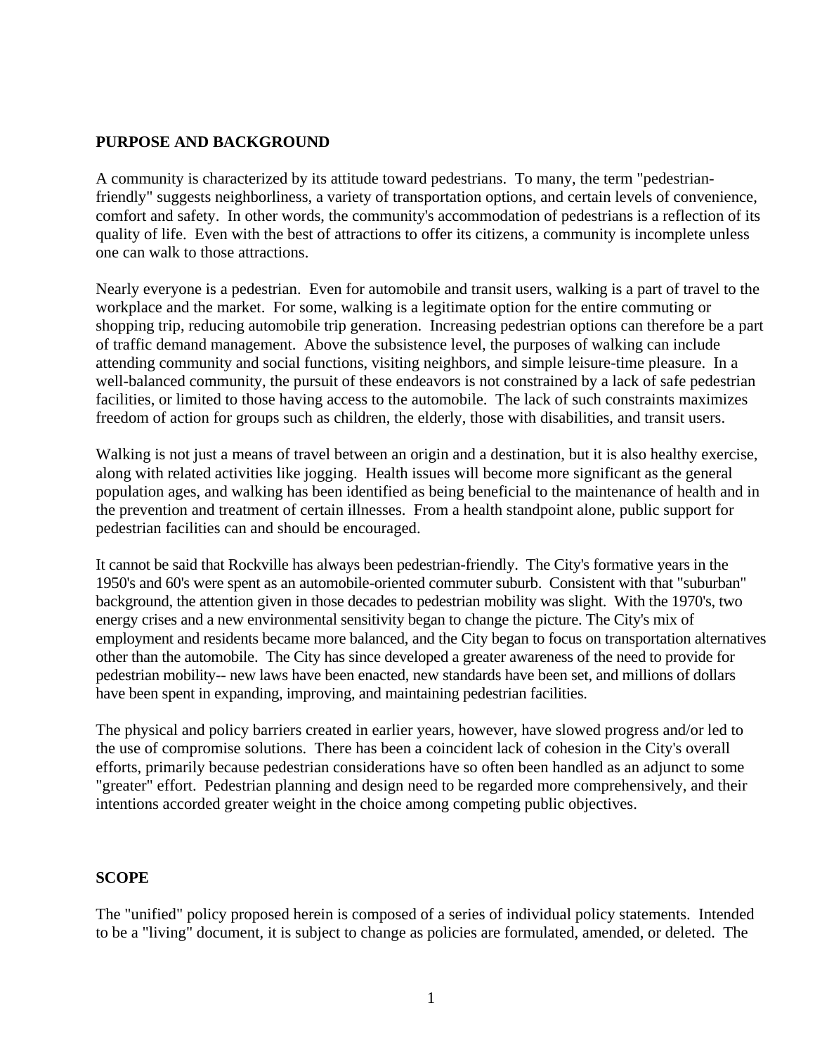## PURPOSE AND BACKGROUND

A community is characterized by its attitude toward pedestrians. To many, the term "pedestrian-friendly" suggests neighborliness, a variety of transportation options, and certain levels of convenience, comfort and safety. In other words, the community's accommodation of pedestrians is a reflection of its quality of life. Even with the best of attractions to offer its citizens, a community is incomplete unless one can walk to those attractions.

Nearly everyone is a pedestrian. Even for automobile and transit users, walking is a part of travel to the workplace and the market. For some, walking is a legitimate option for the entire commuting or shopping trip, reducing automobile trip generation. Increasing pedestrian options can therefore be a part of traffic demand management. Above the subsistence level, the purposes of walking can include attending community and social functions, visiting neighbors, and simple leisure-time pleasure. In a well-balanced community, the pursuit of these endeavors is not constrained by a lack of safe pedestrian facilities, or limited to those having access to the automobile. The lack of such constraints maximizes freedom of action for groups such as children, the elderly, those with disabilities, and transit users.

Walking is not just a means of travel between an origin and a destination, but it is also healthy exercise, along with related activities like jogging. Health issues will become more significant as the general population ages, and walking has been identified as being beneficial to the maintenance of health and in the prevention and treatment of certain illnesses. From a health standpoint alone, public support for pedestrian facilities can and should be encouraged.

It cannot be said that Rockville has always been pedestrian-friendly. The City's formative years in the 1950's and 60's were spent as an automobile-oriented commuter suburb. Consistent with that "suburban" background, the attention given in those decades to pedestrian mobility was slight. With the 1970's, two energy crises and a new environmental sensitivity began to change the picture. The City's mix of employment and residents became more balanced, and the City began to focus on transportation alternatives other than the automobile. The City has since developed a greater awareness of the need to provide for pedestrian mobility-- new laws have been enacted, new standards have been set, and millions of dollars have been spent in expanding, improving, and maintaining pedestrian facilities.

The physical and policy barriers created in earlier years, however, have slowed progress and/or led to the use of compromise solutions. There has been a coincident lack of cohesion in the City's overall efforts, primarily because pedestrian considerations have so often been handled as an adjunct to some "greater" effort. Pedestrian planning and design need to be regarded more comprehensively, and their intentions accorded greater weight in the choice among competing public objectives.

## SCOPE

The "unified" policy proposed herein is composed of a series of individual policy statements. Intended to be a "living" document, it is subject to change as policies are formulated, amended, or deleted. The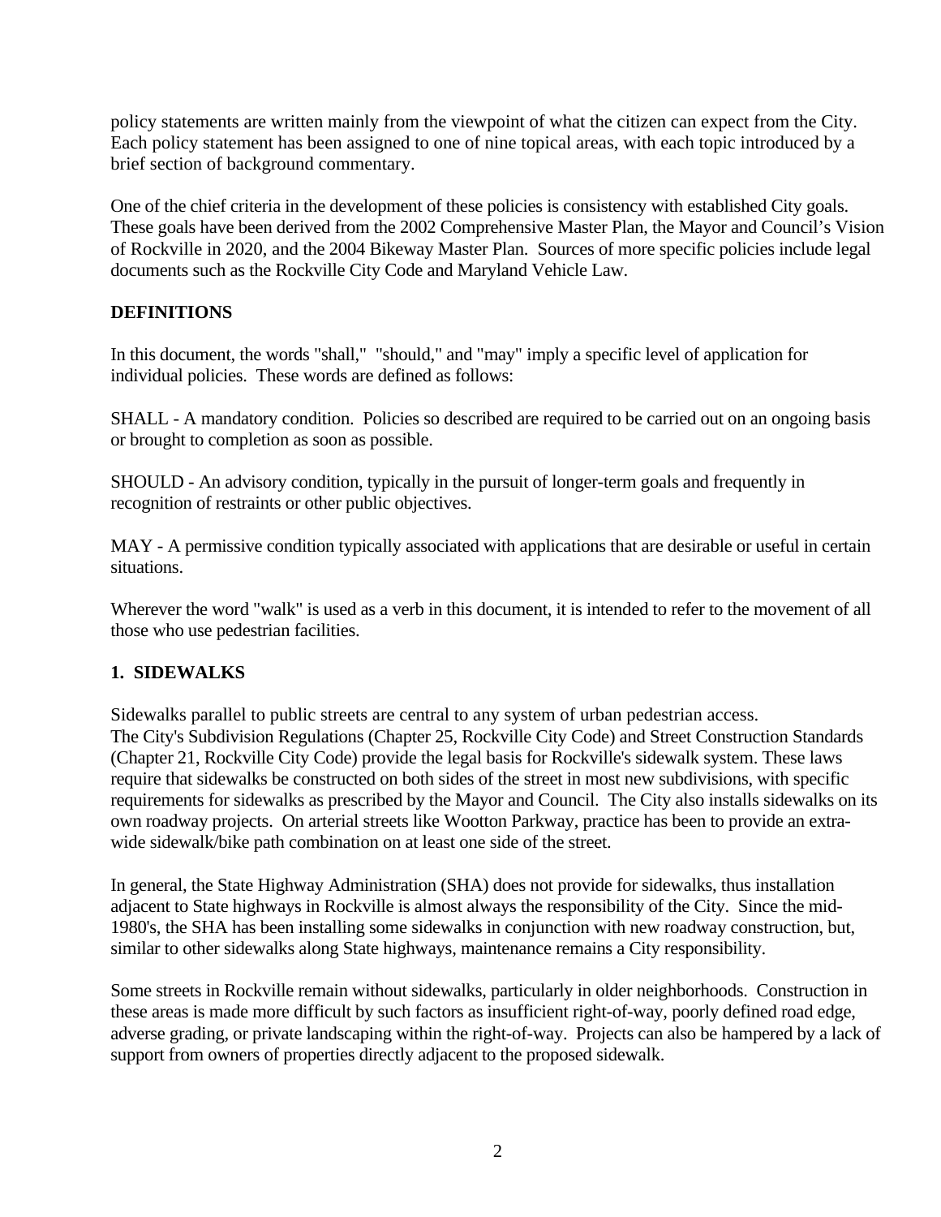policy statements are written mainly from the viewpoint of what the citizen can expect from the City. Each policy statement has been assigned to one of nine topical areas, with each topic introduced by a brief section of background commentary.

One of the chief criteria in the development of these policies is consistency with established City goals. These goals have been derived from the 2002 Comprehensive Master Plan, the Mayor and Council's Vision of Rockville in 2020, and the 2004 Bikeway Master Plan. Sources of more specific policies include legal documents such as the Rockville City Code and Maryland Vehicle Law.

## DEFINITIONS

In this document, the words "shall," "should," and "may" imply a specific level of application for individual policies. These words are defined as follows:

SHALL - A mandatory condition. Policies so described are required to be carried out on an ongoing basis or brought to completion as soon as possible.

SHOULD - An advisory condition, typically in the pursuit of longer-term goals and frequently in recognition of restraints or other public objectives.

MAY - A permissive condition typically associated with applications that are desirable or useful in certain situations.

Wherever the word "walk" is used as a verb in this document, it is intended to refer to the movement of all those who use pedestrian facilities.

## 1. SIDEWALKS

Sidewalks parallel to public streets are central to any system of urban pedestrian access. The City's Subdivision Regulations (Chapter 25, Rockville City Code) and Street Construction Standards (Chapter 21, Rockville City Code) provide the legal basis for Rockville's sidewalk system. These laws require that sidewalks be constructed on both sides of the street in most new subdivisions, with specific requirements for sidewalks as prescribed by the Mayor and Council. The City also installs sidewalks on its own roadway projects. On arterial streets like Wootton Parkway, practice has been to provide an extra-wide sidewalk/bike path combination on at least one side of the street.

In general, the State Highway Administration (SHA) does not provide for sidewalks, thus installation adjacent to State highways in Rockville is almost always the responsibility of the City. Since the mid-1980's, the SHA has been installing some sidewalks in conjunction with new roadway construction, but, similar to other sidewalks along State highways, maintenance remains a City responsibility.

Some streets in Rockville remain without sidewalks, particularly in older neighborhoods. Construction in these areas is made more difficult by such factors as insufficient right-of-way, poorly defined road edge, adverse grading, or private landscaping within the right-of-way. Projects can also be hampered by a lack of support from owners of properties directly adjacent to the proposed sidewalk.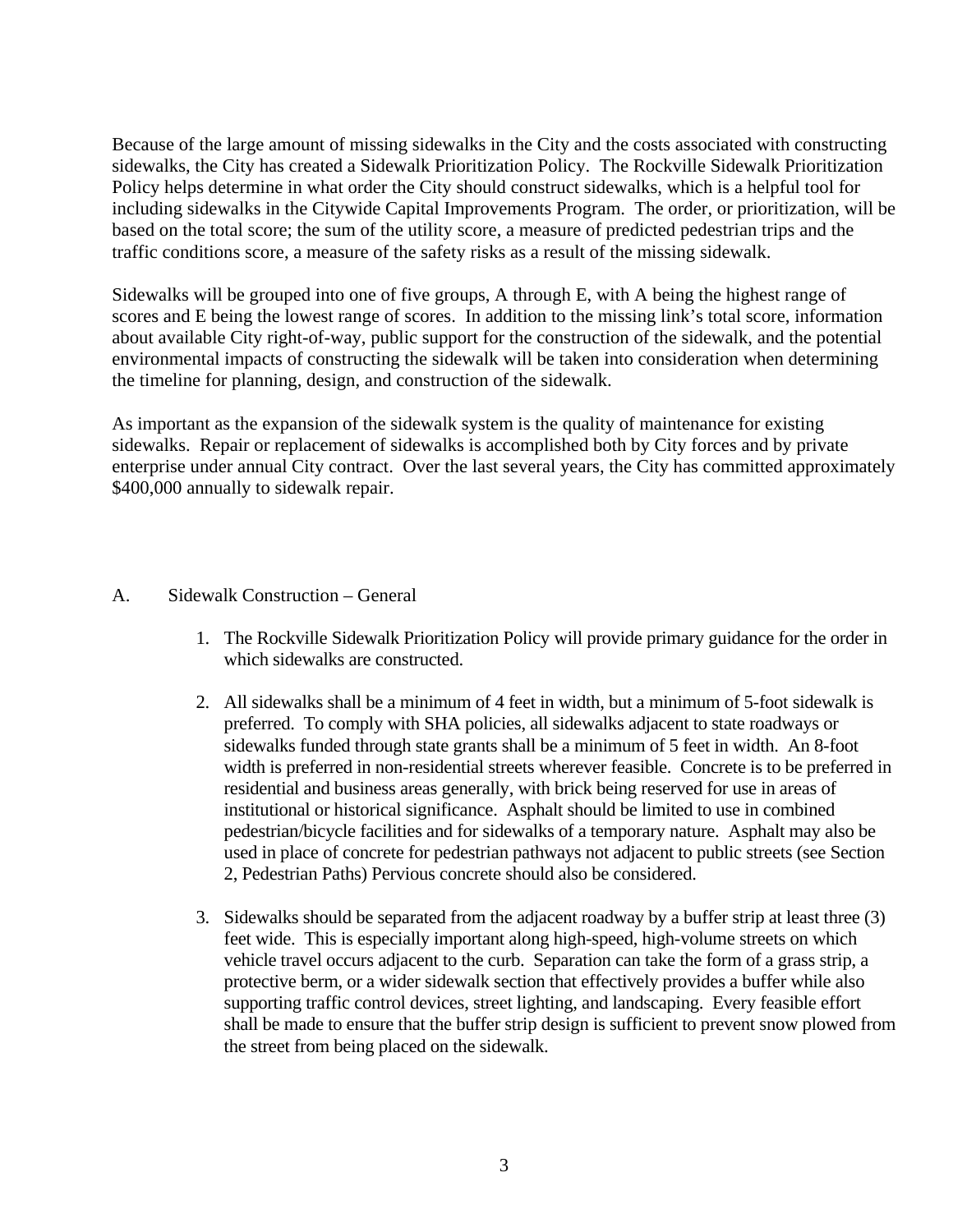Because of the large amount of missing sidewalks in the City and the costs associated with constructing sidewalks, the City has created a Sidewalk Prioritization Policy. The Rockville Sidewalk Prioritization Policy helps determine in what order the City should construct sidewalks, which is a helpful tool for including sidewalks in the Citywide Capital Improvements Program. The order, or prioritization, will be based on the total score; the sum of the utility score, a measure of predicted pedestrian trips and the traffic conditions score, a measure of the safety risks as a result of the missing sidewalk.

Sidewalks will be grouped into one of five groups, A through E, with A being the highest range of scores and E being the lowest range of scores. In addition to the missing link's total score, information about available City right-of-way, public support for the construction of the sidewalk, and the potential environmental impacts of constructing the sidewalk will be taken into consideration when determining the timeline for planning, design, and construction of the sidewalk.

As important as the expansion of the sidewalk system is the quality of maintenance for existing sidewalks. Repair or replacement of sidewalks is accomplished both by City forces and by private enterprise under annual City contract. Over the last several years, the City has committed approximately $400,000 annually to sidewalk repair.

## A. Sidewalk Construction – General

1. The Rockville Sidewalk Prioritization Policy will provide primary guidance for the order in which sidewalks are constructed.

2. All sidewalks shall be a minimum of 4 feet in width, but a minimum of 5-foot sidewalk is preferred. To comply with SHA policies, all sidewalks adjacent to state roadways or sidewalks funded through state grants shall be a minimum of 5 feet in width. An 8-foot width is preferred in non-residential streets wherever feasible. Concrete is to be preferred in residential and business areas generally, with brick being reserved for use in areas of institutional or historical significance. Asphalt should be limited to use in combined pedestrian/bicycle facilities and for sidewalks of a temporary nature. Asphalt may also be used in place of concrete for pedestrian pathways not adjacent to public streets (see Section 2, Pedestrian Paths) Pervious concrete should also be considered.

3. Sidewalks should be separated from the adjacent roadway by a buffer strip at least three (3) feet wide. This is especially important along high-speed, high-volume streets on which vehicle travel occurs adjacent to the curb. Separation can take the form of a grass strip, a protective berm, or a wider sidewalk section that effectively provides a buffer while also supporting traffic control devices, street lighting, and landscaping. Every feasible effort shall be made to ensure that the buffer strip design is sufficient to prevent snow plowed from the street from being placed on the sidewalk.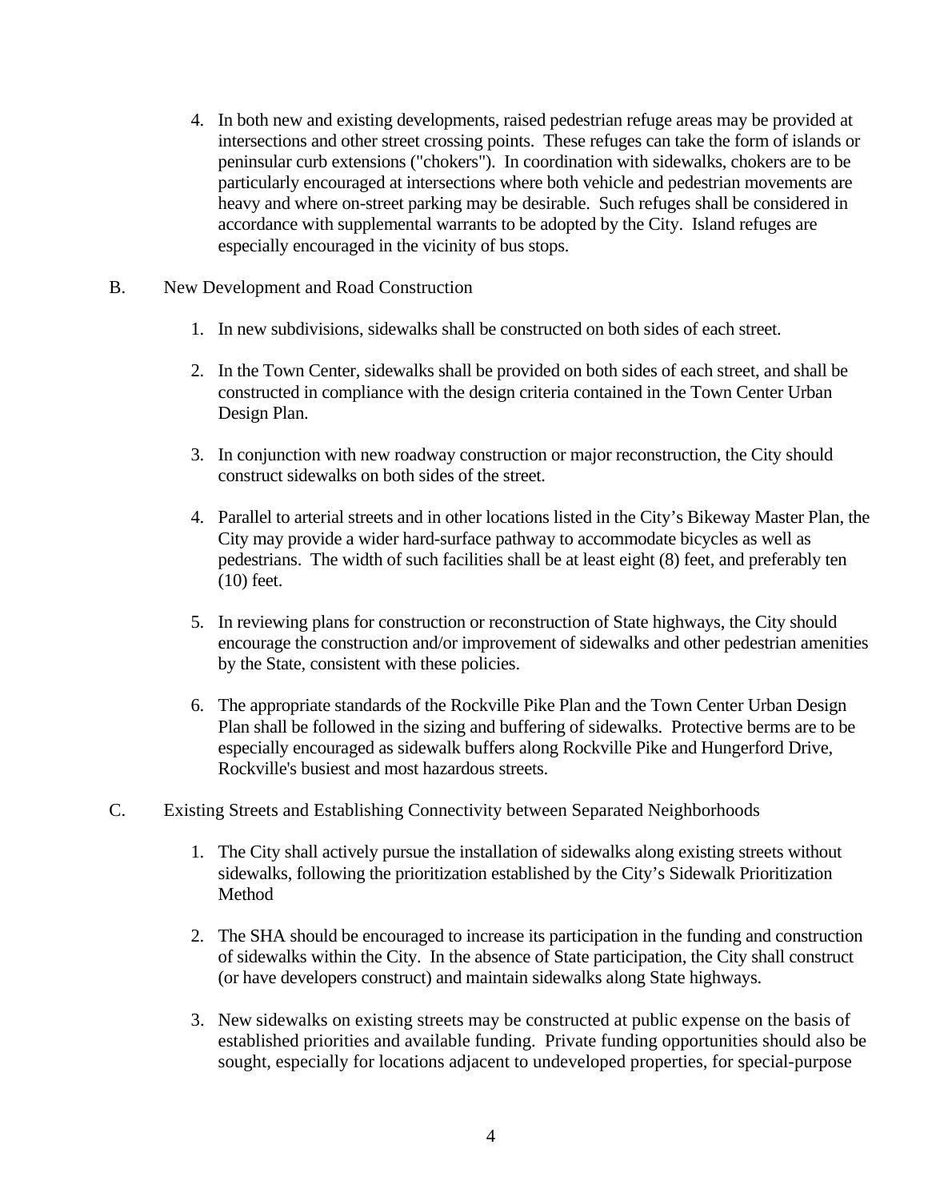4. In both new and existing developments, raised pedestrian refuge areas may be provided at intersections and other street crossing points. These refuges can take the form of islands or peninsular curb extensions ("chokers"). In coordination with sidewalks, chokers are to be particularly encouraged at intersections where both vehicle and pedestrian movements are heavy and where on-street parking may be desirable. Such refuges shall be considered in accordance with supplemental warrants to be adopted by the City. Island refuges are especially encouraged in the vicinity of bus stops.

B. New Development and Road Construction

1. In new subdivisions, sidewalks shall be constructed on both sides of each street.

2. In the Town Center, sidewalks shall be provided on both sides of each street, and shall be constructed in compliance with the design criteria contained in the Town Center Urban Design Plan.

3. In conjunction with new roadway construction or major reconstruction, the City should construct sidewalks on both sides of the street.

4. Parallel to arterial streets and in other locations listed in the City's Bikeway Master Plan, the City may provide a wider hard-surface pathway to accommodate bicycles as well as pedestrians. The width of such facilities shall be at least eight (8) feet, and preferably ten (10) feet.

5. In reviewing plans for construction or reconstruction of State highways, the City should encourage the construction and/or improvement of sidewalks and other pedestrian amenities by the State, consistent with these policies.

6. The appropriate standards of the Rockville Pike Plan and the Town Center Urban Design Plan shall be followed in the sizing and buffering of sidewalks. Protective berms are to be especially encouraged as sidewalk buffers along Rockville Pike and Hungerford Drive, Rockville's busiest and most hazardous streets.

C. Existing Streets and Establishing Connectivity between Separated Neighborhoods

1. The City shall actively pursue the installation of sidewalks along existing streets without sidewalks, following the prioritization established by the City's Sidewalk Prioritization Method

2. The SHA should be encouraged to increase its participation in the funding and construction of sidewalks within the City. In the absence of State participation, the City shall construct (or have developers construct) and maintain sidewalks along State highways.

3. New sidewalks on existing streets may be constructed at public expense on the basis of established priorities and available funding. Private funding opportunities should also be sought, especially for locations adjacent to undeveloped properties, for special-purpose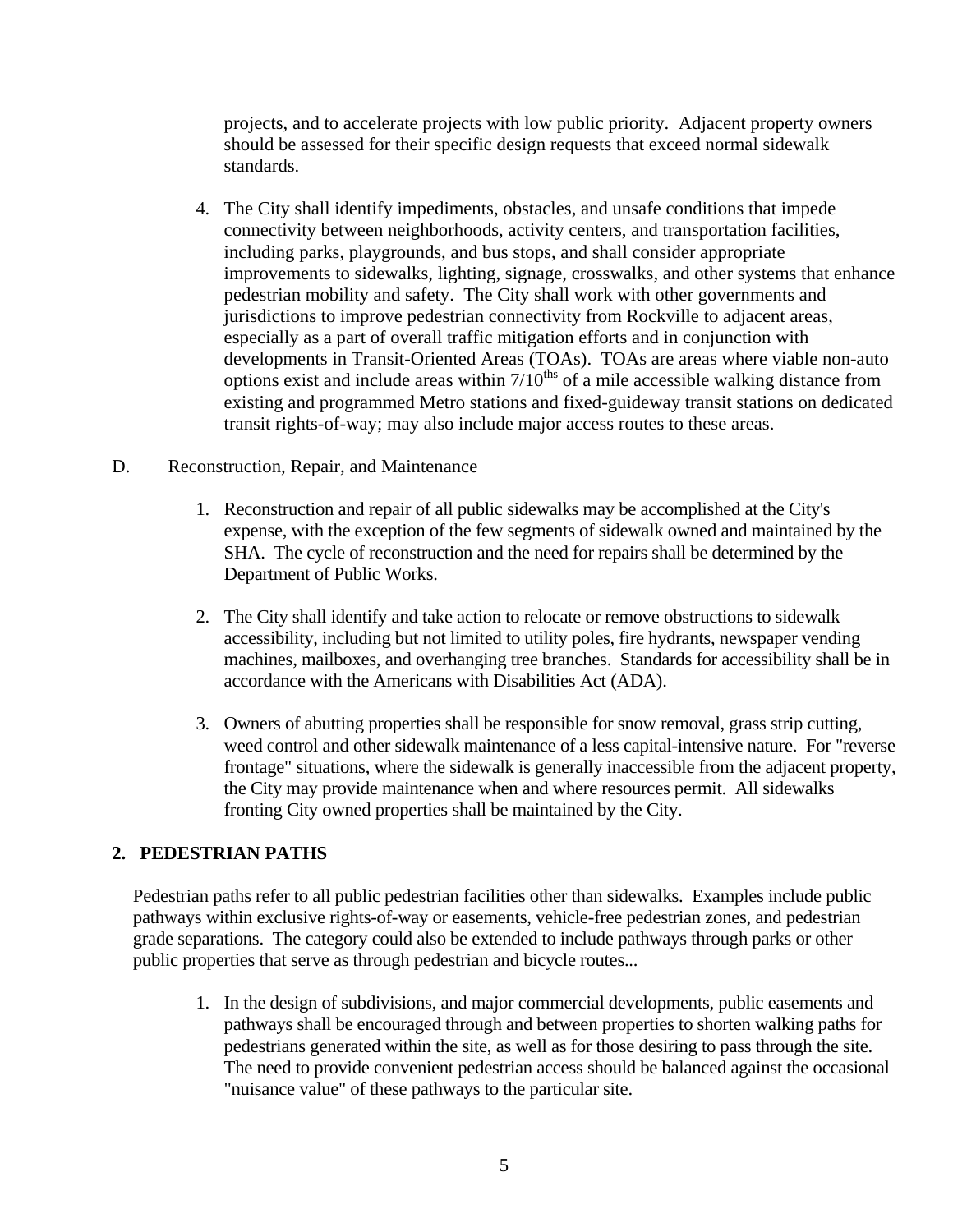projects, and to accelerate projects with low public priority. Adjacent property owners should be assessed for their specific design requests that exceed normal sidewalk standards.

4. The City shall identify impediments, obstacles, and unsafe conditions that impede connectivity between neighborhoods, activity centers, and transportation facilities, including parks, playgrounds, and bus stops, and shall consider appropriate improvements to sidewalks, lighting, signage, crosswalks, and other systems that enhance pedestrian mobility and safety. The City shall work with other governments and jurisdictions to improve pedestrian connectivity from Rockville to adjacent areas, especially as a part of overall traffic mitigation efforts and in conjunction with developments in Transit-Oriented Areas (TOAs). TOAs are areas where viable non-auto options exist and include areas within $7/10^{ths}$ of a mile accessible walking distance from existing and programmed Metro stations and fixed-guideway transit stations on dedicated transit rights-of-way; may also include major access routes to these areas.

D. Reconstruction, Repair, and Maintenance

1. Reconstruction and repair of all public sidewalks may be accomplished at the City's expense, with the exception of the few segments of sidewalk owned and maintained by the SHA. The cycle of reconstruction and the need for repairs shall be determined by the Department of Public Works.

2. The City shall identify and take action to relocate or remove obstructions to sidewalk accessibility, including but not limited to utility poles, fire hydrants, newspaper vending machines, mailboxes, and overhanging tree branches. Standards for accessibility shall be in accordance with the Americans with Disabilities Act (ADA).

3. Owners of abutting properties shall be responsible for snow removal, grass strip cutting, weed control and other sidewalk maintenance of a less capital-intensive nature. For "reverse frontage" situations, where the sidewalk is generally inaccessible from the adjacent property, the City may provide maintenance when and where resources permit. All sidewalks fronting City owned properties shall be maintained by the City.

## 2. PEDESTRIAN PATHS

Pedestrian paths refer to all public pedestrian facilities other than sidewalks. Examples include public pathways within exclusive rights-of-way or easements, vehicle-free pedestrian zones, and pedestrian grade separations. The category could also be extended to include pathways through parks or other public properties that serve as through pedestrian and bicycle routes...

1. In the design of subdivisions, and major commercial developments, public easements and pathways shall be encouraged through and between properties to shorten walking paths for pedestrians generated within the site, as well as for those desiring to pass through the site. The need to provide convenient pedestrian access should be balanced against the occasional "nuisance value" of these pathways to the particular site.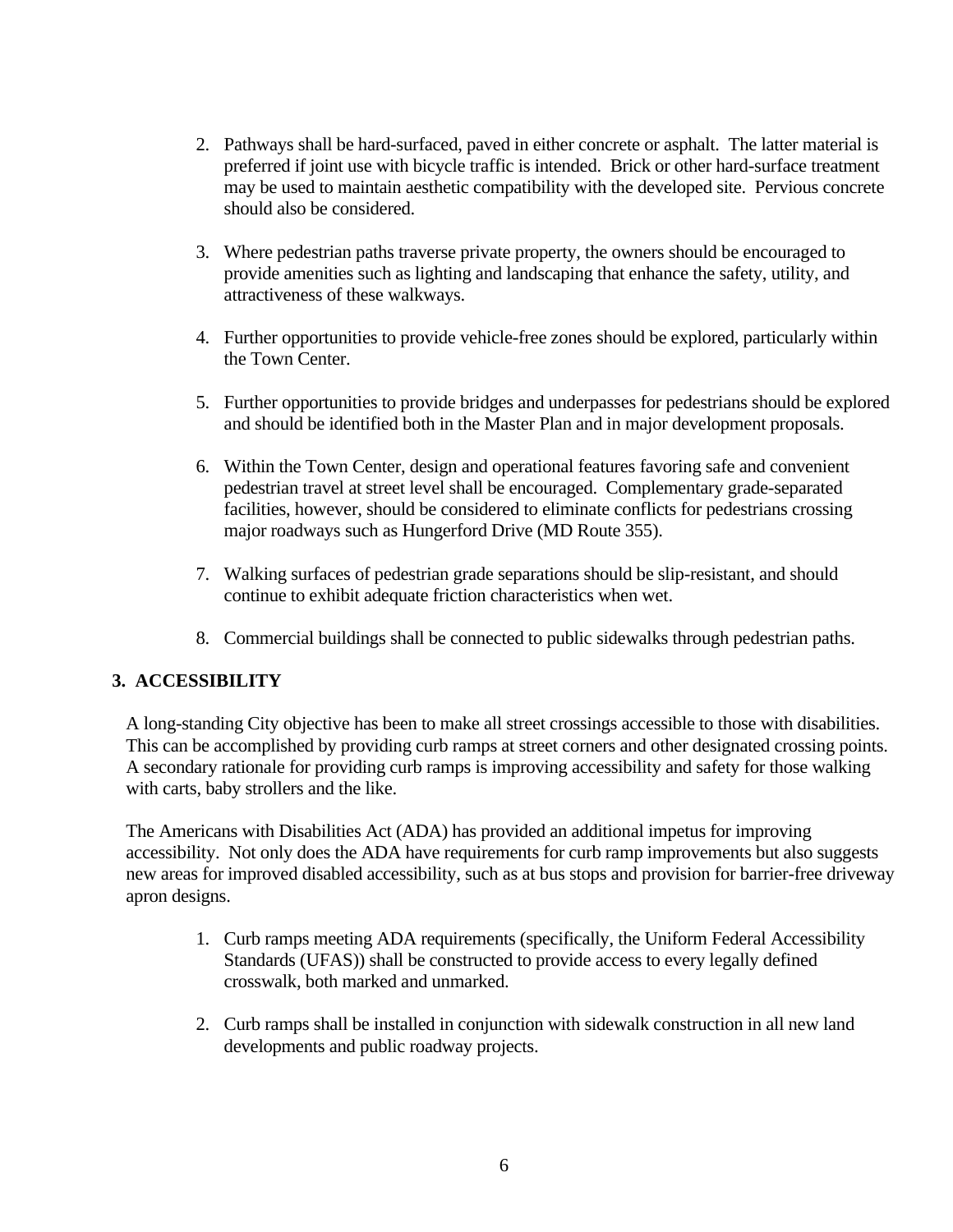2. Pathways shall be hard-surfaced, paved in either concrete or asphalt. The latter material is preferred if joint use with bicycle traffic is intended. Brick or other hard-surface treatment may be used to maintain aesthetic compatibility with the developed site. Pervious concrete should also be considered.

3. Where pedestrian paths traverse private property, the owners should be encouraged to provide amenities such as lighting and landscaping that enhance the safety, utility, and attractiveness of these walkways.

4. Further opportunities to provide vehicle-free zones should be explored, particularly within the Town Center.

5. Further opportunities to provide bridges and underpasses for pedestrians should be explored and should be identified both in the Master Plan and in major development proposals.

6. Within the Town Center, design and operational features favoring safe and convenient pedestrian travel at street level shall be encouraged. Complementary grade-separated facilities, however, should be considered to eliminate conflicts for pedestrians crossing major roadways such as Hungerford Drive (MD Route 355).

7. Walking surfaces of pedestrian grade separations should be slip-resistant, and should continue to exhibit adequate friction characteristics when wet.

8. Commercial buildings shall be connected to public sidewalks through pedestrian paths.

## 3. ACCESSIBILITY

A long-standing City objective has been to make all street crossings accessible to those with disabilities. This can be accomplished by providing curb ramps at street corners and other designated crossing points. A secondary rationale for providing curb ramps is improving accessibility and safety for those walking with carts, baby strollers and the like.

The Americans with Disabilities Act (ADA) has provided an additional impetus for improving accessibility. Not only does the ADA have requirements for curb ramp improvements but also suggests new areas for improved disabled accessibility, such as at bus stops and provision for barrier-free driveway apron designs.

1. Curb ramps meeting ADA requirements (specifically, the Uniform Federal Accessibility Standards (UFAS)) shall be constructed to provide access to every legally defined crosswalk, both marked and unmarked.

2. Curb ramps shall be installed in conjunction with sidewalk construction in all new land developments and public roadway projects.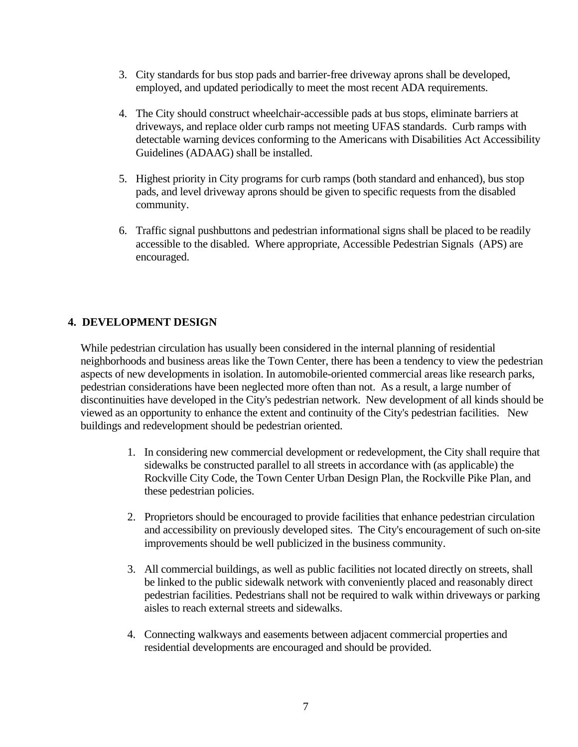3. City standards for bus stop pads and barrier-free driveway aprons shall be developed, employed, and updated periodically to meet the most recent ADA requirements.

4. The City should construct wheelchair-accessible pads at bus stops, eliminate barriers at driveways, and replace older curb ramps not meeting UFAS standards. Curb ramps with detectable warning devices conforming to the Americans with Disabilities Act Accessibility Guidelines (ADAAG) shall be installed.

5. Highest priority in City programs for curb ramps (both standard and enhanced), bus stop pads, and level driveway aprons should be given to specific requests from the disabled community.

6. Traffic signal pushbuttons and pedestrian informational signs shall be placed to be readily accessible to the disabled. Where appropriate, Accessible Pedestrian Signals (APS) are encouraged.

## 4. DEVELOPMENT DESIGN

While pedestrian circulation has usually been considered in the internal planning of residential neighborhoods and business areas like the Town Center, there has been a tendency to view the pedestrian aspects of new developments in isolation. In automobile-oriented commercial areas like research parks, pedestrian considerations have been neglected more often than not. As a result, a large number of discontinuities have developed in the City's pedestrian network. New development of all kinds should be viewed as an opportunity to enhance the extent and continuity of the City's pedestrian facilities. New buildings and redevelopment should be pedestrian oriented.

1. In considering new commercial development or redevelopment, the City shall require that sidewalks be constructed parallel to all streets in accordance with (as applicable) the Rockville City Code, the Town Center Urban Design Plan, the Rockville Pike Plan, and these pedestrian policies.

2. Proprietors should be encouraged to provide facilities that enhance pedestrian circulation and accessibility on previously developed sites. The City's encouragement of such on-site improvements should be well publicized in the business community.

3. All commercial buildings, as well as public facilities not located directly on streets, shall be linked to the public sidewalk network with conveniently placed and reasonably direct pedestrian facilities. Pedestrians shall not be required to walk within driveways or parking aisles to reach external streets and sidewalks.

4. Connecting walkways and easements between adjacent commercial properties and residential developments are encouraged and should be provided.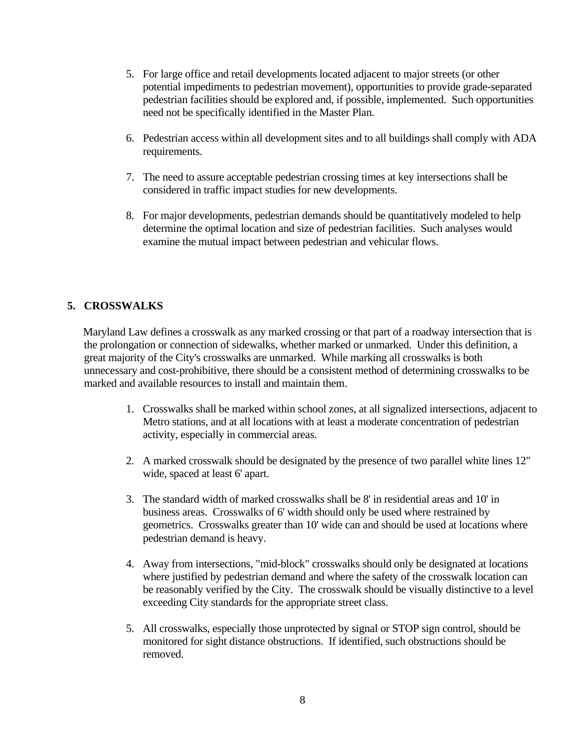5. For large office and retail developments located adjacent to major streets (or other potential impediments to pedestrian movement), opportunities to provide grade-separated pedestrian facilities should be explored and, if possible, implemented. Such opportunities need not be specifically identified in the Master Plan.

6. Pedestrian access within all development sites and to all buildings shall comply with ADA requirements.

7. The need to assure acceptable pedestrian crossing times at key intersections shall be considered in traffic impact studies for new developments.

8. For major developments, pedestrian demands should be quantitatively modeled to help determine the optimal location and size of pedestrian facilities. Such analyses would examine the mutual impact between pedestrian and vehicular flows.

## 5. CROSSWALKS

Maryland Law defines a crosswalk as any marked crossing or that part of a roadway intersection that is the prolongation or connection of sidewalks, whether marked or unmarked. Under this definition, a great majority of the City's crosswalks are unmarked. While marking all crosswalks is both unnecessary and cost-prohibitive, there should be a consistent method of determining crosswalks to be marked and available resources to install and maintain them.

1. Crosswalks shall be marked within school zones, at all signalized intersections, adjacent to Metro stations, and at all locations with at least a moderate concentration of pedestrian activity, especially in commercial areas.

2. A marked crosswalk should be designated by the presence of two parallel white lines 12" wide, spaced at least 6' apart.

3. The standard width of marked crosswalks shall be 8' in residential areas and 10' in business areas. Crosswalks of 6' width should only be used where restrained by geometrics. Crosswalks greater than 10' wide can and should be used at locations where pedestrian demand is heavy.

4. Away from intersections, "mid-block" crosswalks should only be designated at locations where justified by pedestrian demand and where the safety of the crosswalk location can be reasonably verified by the City. The crosswalk should be visually distinctive to a level exceeding City standards for the appropriate street class.

5. All crosswalks, especially those unprotected by signal or STOP sign control, should be monitored for sight distance obstructions. If identified, such obstructions should be removed.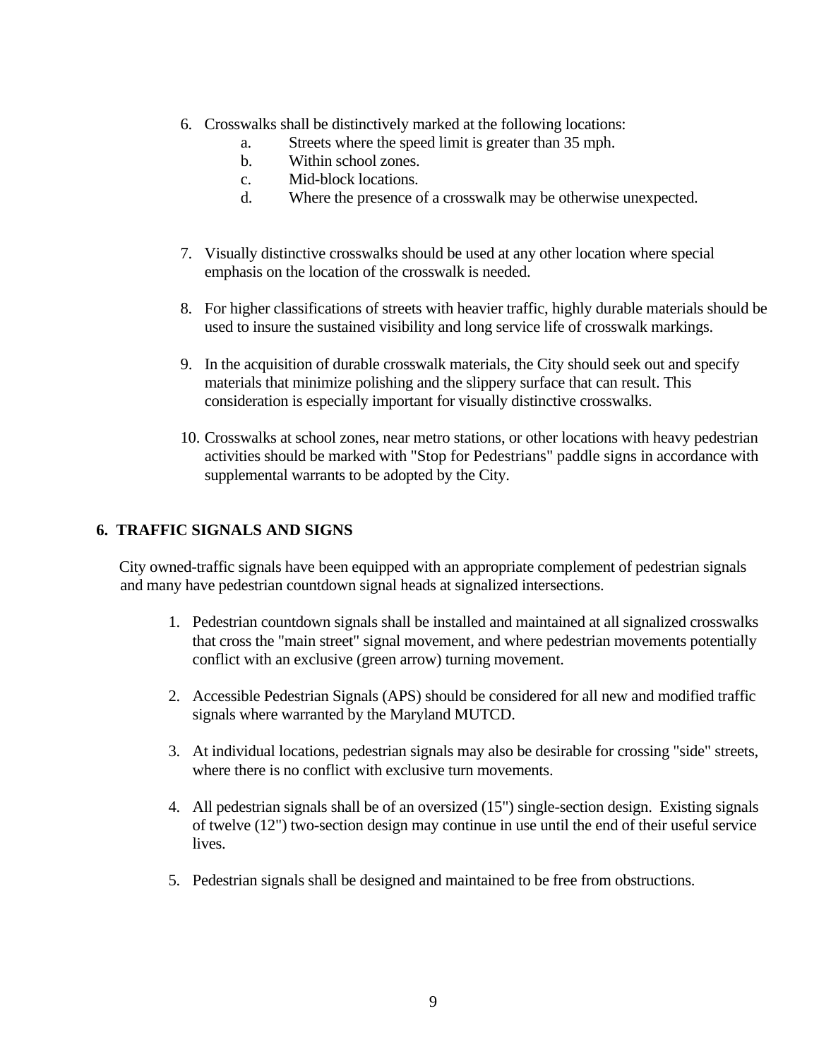6. Crosswalks shall be distinctively marked at the following locations:
   a. Streets where the speed limit is greater than 35 mph.
   b. Within school zones.
   c. Mid-block locations.
   d. Where the presence of a crosswalk may be otherwise unexpected.

7. Visually distinctive crosswalks should be used at any other location where special emphasis on the location of the crosswalk is needed.

8. For higher classifications of streets with heavier traffic, highly durable materials should be used to insure the sustained visibility and long service life of crosswalk markings.

9. In the acquisition of durable crosswalk materials, the City should seek out and specify materials that minimize polishing and the slippery surface that can result. This consideration is especially important for visually distinctive crosswalks.

10. Crosswalks at school zones, near metro stations, or other locations with heavy pedestrian activities should be marked with "Stop for Pedestrians" paddle signs in accordance with supplemental warrants to be adopted by the City.

## 6. TRAFFIC SIGNALS AND SIGNS

City owned-traffic signals have been equipped with an appropriate complement of pedestrian signals and many have pedestrian countdown signal heads at signalized intersections.

1. Pedestrian countdown signals shall be installed and maintained at all signalized crosswalks that cross the "main street" signal movement, and where pedestrian movements potentially conflict with an exclusive (green arrow) turning movement.

2. Accessible Pedestrian Signals (APS) should be considered for all new and modified traffic signals where warranted by the Maryland MUTCD.

3. At individual locations, pedestrian signals may also be desirable for crossing "side" streets, where there is no conflict with exclusive turn movements.

4. All pedestrian signals shall be of an oversized (15") single-section design. Existing signals of twelve (12") two-section design may continue in use until the end of their useful service lives.

5. Pedestrian signals shall be designed and maintained to be free from obstructions.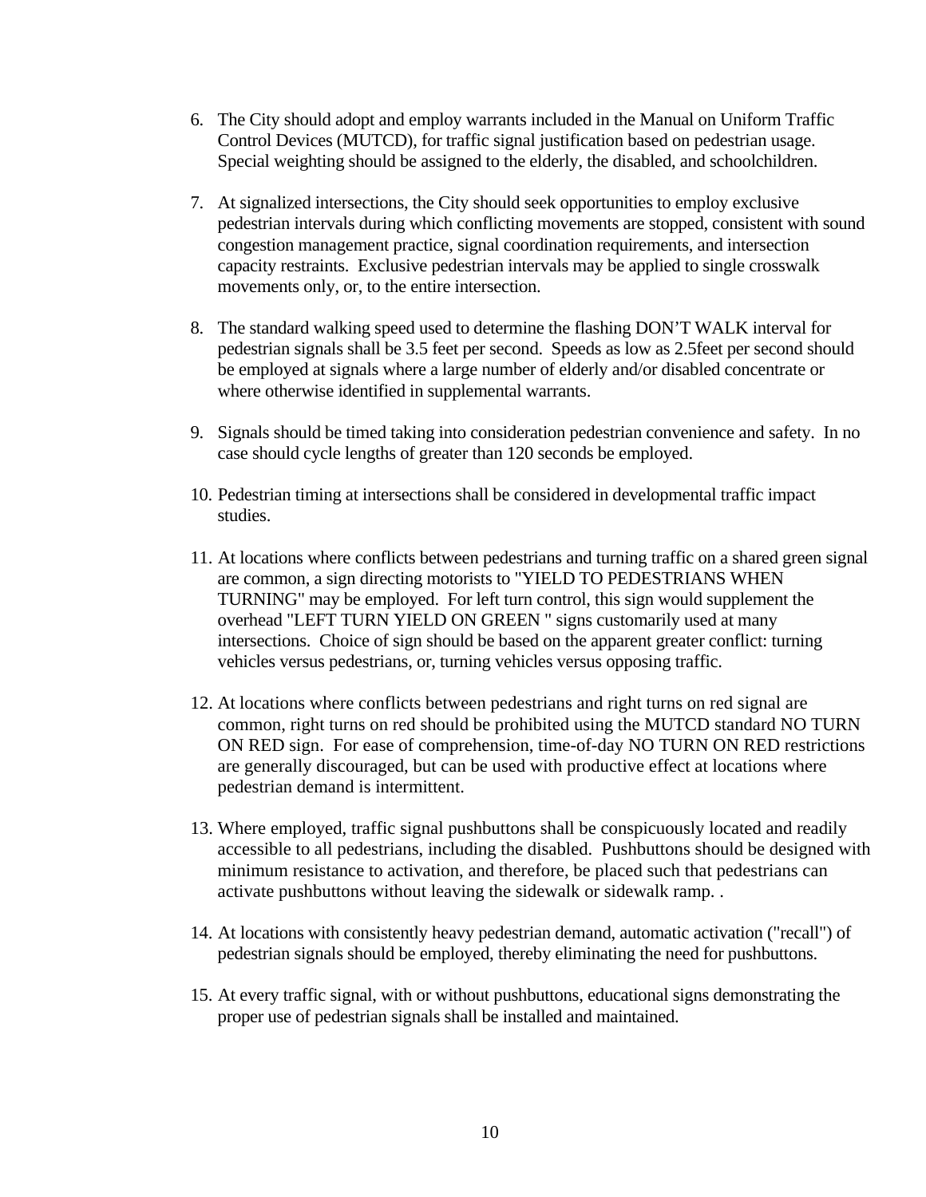6. The City should adopt and employ warrants included in the Manual on Uniform Traffic Control Devices (MUTCD), for traffic signal justification based on pedestrian usage. Special weighting should be assigned to the elderly, the disabled, and schoolchildren.

7. At signalized intersections, the City should seek opportunities to employ exclusive pedestrian intervals during which conflicting movements are stopped, consistent with sound congestion management practice, signal coordination requirements, and intersection capacity restraints. Exclusive pedestrian intervals may be applied to single crosswalk movements only, or, to the entire intersection.

8. The standard walking speed used to determine the flashing DON'T WALK interval for pedestrian signals shall be 3.5 feet per second. Speeds as low as 2.5feet per second should be employed at signals where a large number of elderly and/or disabled concentrate or where otherwise identified in supplemental warrants.

9. Signals should be timed taking into consideration pedestrian convenience and safety. In no case should cycle lengths of greater than 120 seconds be employed.

10. Pedestrian timing at intersections shall be considered in developmental traffic impact studies.

11. At locations where conflicts between pedestrians and turning traffic on a shared green signal are common, a sign directing motorists to "YIELD TO PEDESTRIANS WHEN TURNING" may be employed. For left turn control, this sign would supplement the overhead "LEFT TURN YIELD ON GREEN " signs customarily used at many intersections. Choice of sign should be based on the apparent greater conflict: turning vehicles versus pedestrians, or, turning vehicles versus opposing traffic.

12. At locations where conflicts between pedestrians and right turns on red signal are common, right turns on red should be prohibited using the MUTCD standard NO TURN ON RED sign. For ease of comprehension, time-of-day NO TURN ON RED restrictions are generally discouraged, but can be used with productive effect at locations where pedestrian demand is intermittent.

13. Where employed, traffic signal pushbuttons shall be conspicuously located and readily accessible to all pedestrians, including the disabled. Pushbuttons should be designed with minimum resistance to activation, and therefore, be placed such that pedestrians can activate pushbuttons without leaving the sidewalk or sidewalk ramp. .

14. At locations with consistently heavy pedestrian demand, automatic activation ("recall") of pedestrian signals should be employed, thereby eliminating the need for pushbuttons.

15. At every traffic signal, with or without pushbuttons, educational signs demonstrating the proper use of pedestrian signals shall be installed and maintained.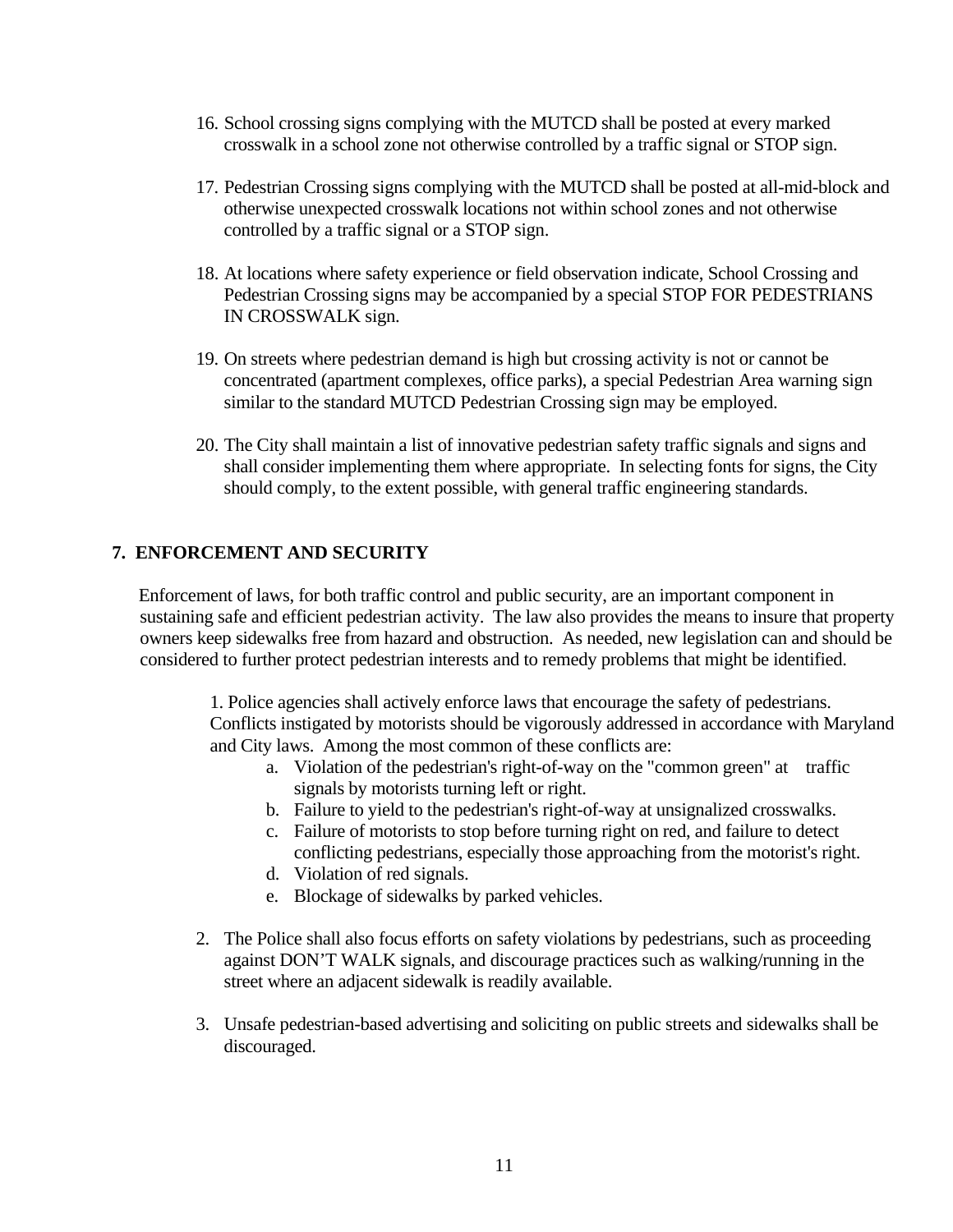16. School crossing signs complying with the MUTCD shall be posted at every marked crosswalk in a school zone not otherwise controlled by a traffic signal or STOP sign.

17. Pedestrian Crossing signs complying with the MUTCD shall be posted at all-mid-block and otherwise unexpected crosswalk locations not within school zones and not otherwise controlled by a traffic signal or a STOP sign.

18. At locations where safety experience or field observation indicate, School Crossing and Pedestrian Crossing signs may be accompanied by a special STOP FOR PEDESTRIANS IN CROSSWALK sign.

19. On streets where pedestrian demand is high but crossing activity is not or cannot be concentrated (apartment complexes, office parks), a special Pedestrian Area warning sign similar to the standard MUTCD Pedestrian Crossing sign may be employed.

20. The City shall maintain a list of innovative pedestrian safety traffic signals and signs and shall consider implementing them where appropriate. In selecting fonts for signs, the City should comply, to the extent possible, with general traffic engineering standards.

## 7. ENFORCEMENT AND SECURITY

Enforcement of laws, for both traffic control and public security, are an important component in sustaining safe and efficient pedestrian activity. The law also provides the means to insure that property owners keep sidewalks free from hazard and obstruction. As needed, new legislation can and should be considered to further protect pedestrian interests and to remedy problems that might be identified.

1. Police agencies shall actively enforce laws that encourage the safety of pedestrians. Conflicts instigated by motorists should be vigorously addressed in accordance with Maryland and City laws. Among the most common of these conflicts are:
    a. Violation of the pedestrian's right-of-way on the "common green" at traffic signals by motorists turning left or right.
    b. Failure to yield to the pedestrian's right-of-way at unsignalized crosswalks.
    c. Failure of motorists to stop before turning right on red, and failure to detect conflicting pedestrians, especially those approaching from the motorist's right.
    d. Violation of red signals.
    e. Blockage of sidewalks by parked vehicles.

2. The Police shall also focus efforts on safety violations by pedestrians, such as proceeding against DON'T WALK signals, and discourage practices such as walking/running in the street where an adjacent sidewalk is readily available.

3. Unsafe pedestrian-based advertising and soliciting on public streets and sidewalks shall be discouraged.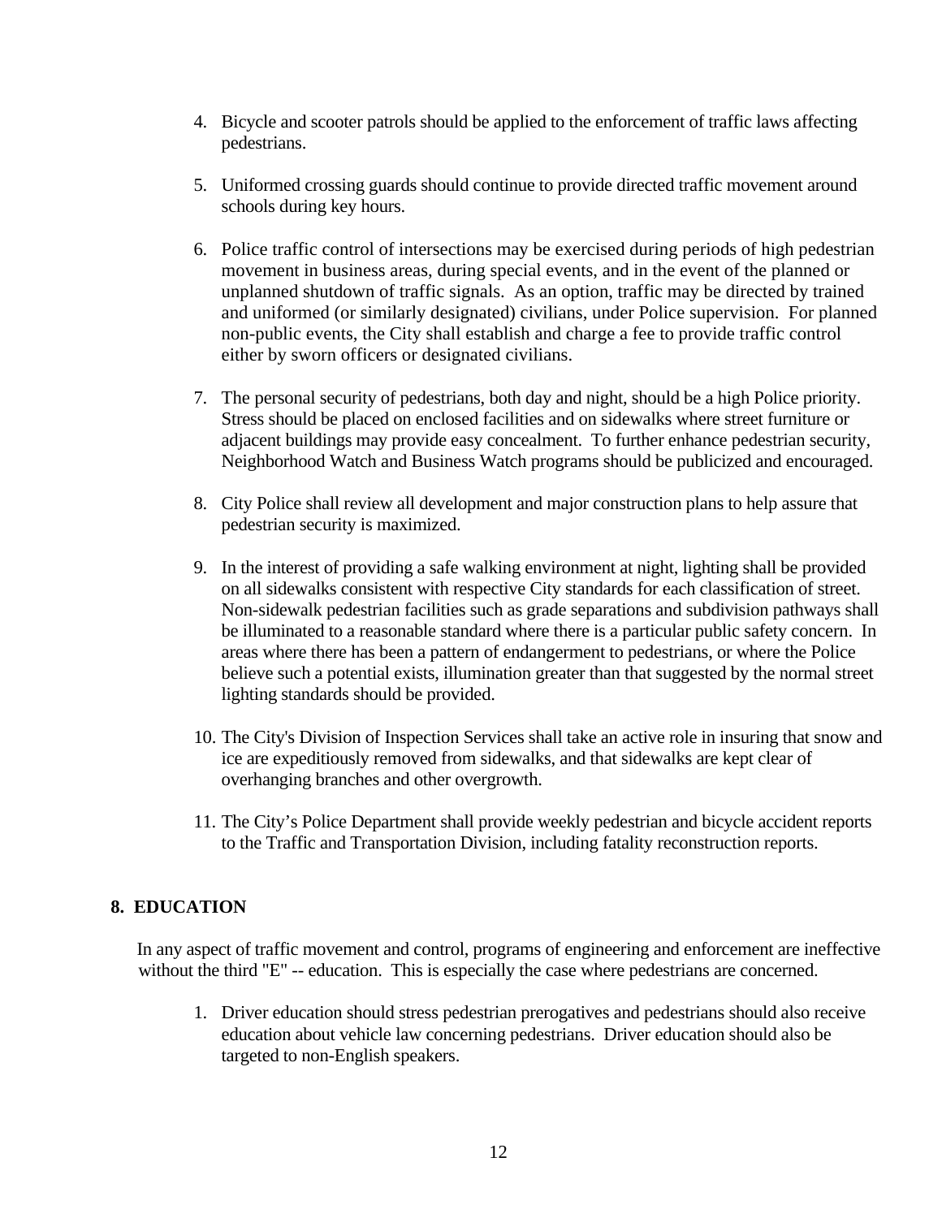4. Bicycle and scooter patrols should be applied to the enforcement of traffic laws affecting pedestrians.

5. Uniformed crossing guards should continue to provide directed traffic movement around schools during key hours.

6. Police traffic control of intersections may be exercised during periods of high pedestrian movement in business areas, during special events, and in the event of the planned or unplanned shutdown of traffic signals. As an option, traffic may be directed by trained and uniformed (or similarly designated) civilians, under Police supervision. For planned non-public events, the City shall establish and charge a fee to provide traffic control either by sworn officers or designated civilians.

7. The personal security of pedestrians, both day and night, should be a high Police priority. Stress should be placed on enclosed facilities and on sidewalks where street furniture or adjacent buildings may provide easy concealment. To further enhance pedestrian security, Neighborhood Watch and Business Watch programs should be publicized and encouraged.

8. City Police shall review all development and major construction plans to help assure that pedestrian security is maximized.

9. In the interest of providing a safe walking environment at night, lighting shall be provided on all sidewalks consistent with respective City standards for each classification of street. Non-sidewalk pedestrian facilities such as grade separations and subdivision pathways shall be illuminated to a reasonable standard where there is a particular public safety concern. In areas where there has been a pattern of endangerment to pedestrians, or where the Police believe such a potential exists, illumination greater than that suggested by the normal street lighting standards should be provided.

10. The City's Division of Inspection Services shall take an active role in insuring that snow and ice are expeditiously removed from sidewalks, and that sidewalks are kept clear of overhanging branches and other overgrowth.

11. The City's Police Department shall provide weekly pedestrian and bicycle accident reports to the Traffic and Transportation Division, including fatality reconstruction reports.

## 8. EDUCATION

In any aspect of traffic movement and control, programs of engineering and enforcement are ineffective without the third "E" -- education. This is especially the case where pedestrians are concerned.

1. Driver education should stress pedestrian prerogatives and pedestrians should also receive education about vehicle law concerning pedestrians. Driver education should also be targeted to non-English speakers.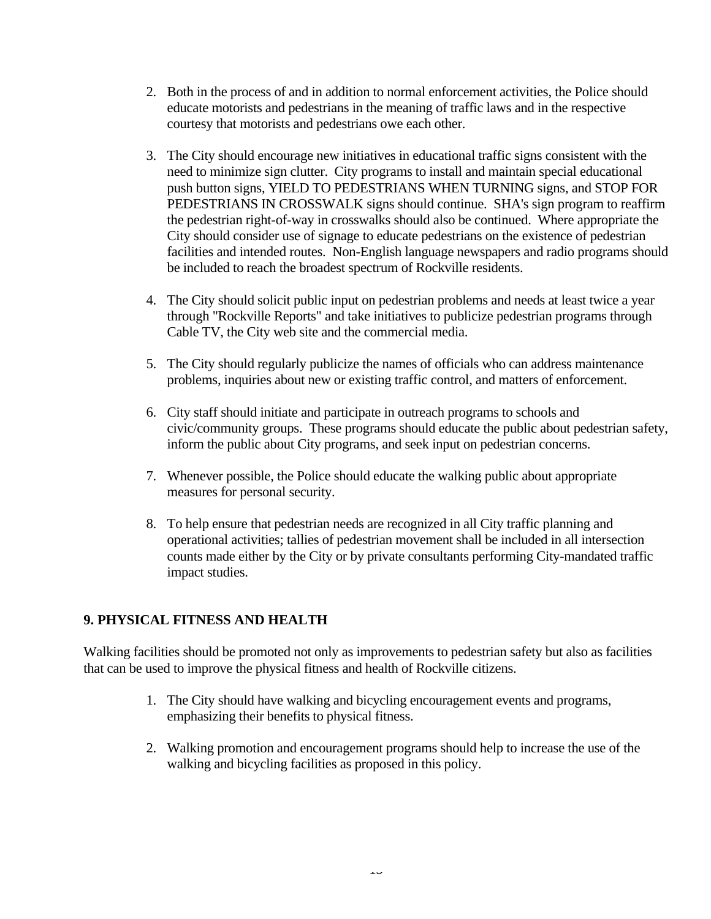2. Both in the process of and in addition to normal enforcement activities, the Police should educate motorists and pedestrians in the meaning of traffic laws and in the respective courtesy that motorists and pedestrians owe each other.

3. The City should encourage new initiatives in educational traffic signs consistent with the need to minimize sign clutter. City programs to install and maintain special educational push button signs, YIELD TO PEDESTRIANS WHEN TURNING signs, and STOP FOR PEDESTRIANS IN CROSSWALK signs should continue. SHA's sign program to reaffirm the pedestrian right-of-way in crosswalks should also be continued. Where appropriate the City should consider use of signage to educate pedestrians on the existence of pedestrian facilities and intended routes. Non-English language newspapers and radio programs should be included to reach the broadest spectrum of Rockville residents.

4. The City should solicit public input on pedestrian problems and needs at least twice a year through "Rockville Reports" and take initiatives to publicize pedestrian programs through Cable TV, the City web site and the commercial media.

5. The City should regularly publicize the names of officials who can address maintenance problems, inquiries about new or existing traffic control, and matters of enforcement.

6. City staff should initiate and participate in outreach programs to schools and civic/community groups. These programs should educate the public about pedestrian safety, inform the public about City programs, and seek input on pedestrian concerns.

7. Whenever possible, the Police should educate the walking public about appropriate measures for personal security.

8. To help ensure that pedestrian needs are recognized in all City traffic planning and operational activities; tallies of pedestrian movement shall be included in all intersection counts made either by the City or by private consultants performing City-mandated traffic impact studies.

## 9. PHYSICAL FITNESS AND HEALTH

Walking facilities should be promoted not only as improvements to pedestrian safety but also as facilities that can be used to improve the physical fitness and health of Rockville citizens.

1. The City should have walking and bicycling encouragement events and programs, emphasizing their benefits to physical fitness.

2. Walking promotion and encouragement programs should help to increase the use of the walking and bicycling facilities as proposed in this policy.